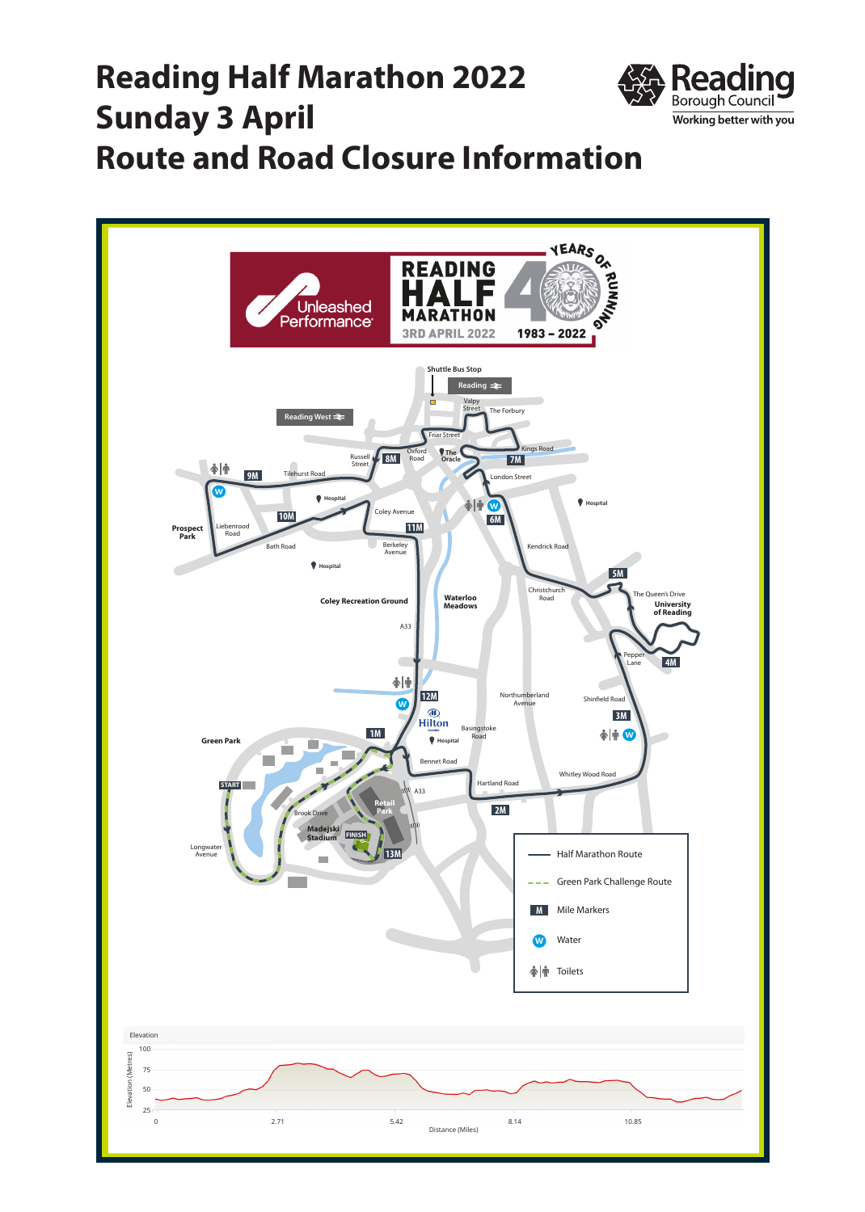# Reading Half Marathon 2022
# Sunday 3 April
# Route and Road Closure Information

Reading Borough Council
Working better with you

Unleashed Performance

READING HALF MARATHON
3RD APRIL 2022
40 YEARS OF RUNNING 1983 – 2022

Shuttle Bus Stop
Reading
Reading West
Valpy Street
The Forbury
Friar Street
Kings Road
Russell Street
Oxford Road
The Oracle
8M
7M
9M
Tilehurst Road
London Street
Hospital
Hospital
Coley Avenue
6M
10M
Prospect Park
Liebenrood Road
11M
Bath Road
Berkeley Avenue
Kendrick Road
Hospital
5M
Christchurch Road
The Queen's Drive
University of Reading
Coley Recreation Ground
Waterloo Meadows
A33
Pepper Lane
4M
12M
Northumberland Avenue
Shinfield Road
Hilton
3M
Basingstoke Road
Hospital
1M
Green Park
Bennet Road
Whitley Wood Road
START
Hartland Road
A33
Retail Park
Brook Drive
2M
Madejski Stadium
FINISH
13M
Longwater Avenue

| Legend | |
|---|---|
| — | Half Marathon Route |
| - - - | Green Park Challenge Route |
| M | Mile Markers |
| W | Water |
| | Toilets |

Elevation

Elevation (Metres): 25, 50, 75, 100

Distance (Miles): 0, 2.71, 5.42, 8.14, 10.85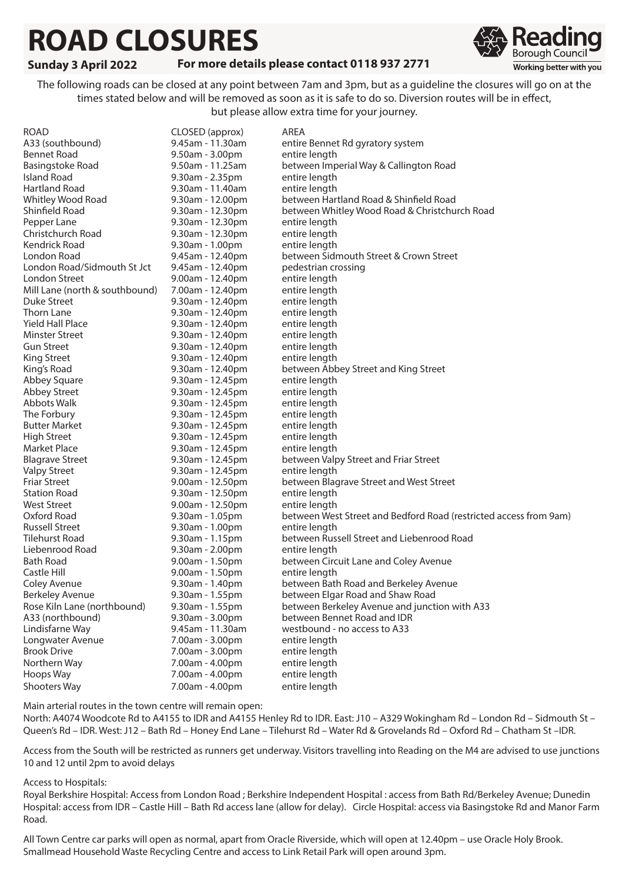# ROAD CLOSURES

**Sunday 3 April 2022** **For more details please contact 0118 937 2771**

Reading Borough Council
Working better with you

The following roads can be closed at any point between 7am and 3pm, but as a guideline the closures will go on at the times stated below and will be removed as soon as it is safe to do so. Diversion routes will be in effect, but please allow extra time for your journey.

| ROAD | CLOSED (approx) | AREA |
|---|---|---|
| A33 (southbound) | 9.45am - 11.30am | entire Bennet Rd gyratory system |
| Bennet Road | 9.50am - 3.00pm | entire length |
| Basingstoke Road | 9.50am - 11.25am | between Imperial Way & Callington Road |
| Island Road | 9.30am - 2.35pm | entire length |
| Hartland Road | 9.30am - 11.40am | entire length |
| Whitley Wood Road | 9.30am - 12.00pm | between Hartland Road & Shinfield Road |
| Shinfield Road | 9.30am - 12.30pm | between Whitley Wood Road & Christchurch Road |
| Pepper Lane | 9.30am - 12.30pm | entire length |
| Christchurch Road | 9.30am - 12.30pm | entire length |
| Kendrick Road | 9.30am - 1.00pm | entire length |
| London Road | 9.45am - 12.40pm | between Sidmouth Street & Crown Street |
| London Road/Sidmouth St Jct | 9.45am - 12.40pm | pedestrian crossing |
| London Street | 9.00am - 12.40pm | entire length |
| Mill Lane (north & southbound) | 7.00am - 12.40pm | entire length |
| Duke Street | 9.30am - 12.40pm | entire length |
| Thorn Lane | 9.30am - 12.40pm | entire length |
| Yield Hall Place | 9.30am - 12.40pm | entire length |
| Minster Street | 9.30am - 12.40pm | entire length |
| Gun Street | 9.30am - 12.40pm | entire length |
| King Street | 9.30am - 12.40pm | entire length |
| King's Road | 9.30am - 12.40pm | between Abbey Street and King Street |
| Abbey Square | 9.30am - 12.45pm | entire length |
| Abbey Street | 9.30am - 12.45pm | entire length |
| Abbots Walk | 9.30am - 12.45pm | entire length |
| The Forbury | 9.30am - 12.45pm | entire length |
| Butter Market | 9.30am - 12.45pm | entire length |
| High Street | 9.30am - 12.45pm | entire length |
| Market Place | 9.30am - 12.45pm | entire length |
| Blagrave Street | 9.30am - 12.45pm | between Valpy Street and Friar Street |
| Valpy Street | 9.30am - 12.45pm | entire length |
| Friar Street | 9.00am - 12.50pm | between Blagrave Street and West Street |
| Station Road | 9.30am - 12.50pm | entire length |
| West Street | 9.00am - 12.50pm | entire length |
| Oxford Road | 9.30am - 1.05pm | between West Street and Bedford Road (restricted access from 9am) |
| Russell Street | 9.30am - 1.00pm | entire length |
| Tilehurst Road | 9.30am - 1.15pm | between Russell Street and Liebenrood Road |
| Liebenrood Road | 9.30am - 2.00pm | entire length |
| Bath Road | 9.00am - 1.50pm | between Circuit Lane and Coley Avenue |
| Castle Hill | 9.00am - 1.50pm | entire length |
| Coley Avenue | 9.30am - 1.40pm | between Bath Road and Berkeley Avenue |
| Berkeley Avenue | 9.30am - 1.55pm | between Elgar Road and Shaw Road |
| Rose Kiln Lane (northbound) | 9.30am - 1.55pm | between Berkeley Avenue and junction with A33 |
| A33 (northbound) | 9.30am - 3.00pm | between Bennet Road and IDR |
| Lindisfarne Way | 9.45am - 11.30am | westbound - no access to A33 |
| Longwater Avenue | 7.00am - 3.00pm | entire length |
| Brook Drive | 7.00am - 3.00pm | entire length |
| Northern Way | 7.00am - 4.00pm | entire length |
| Hoops Way | 7.00am - 4.00pm | entire length |
| Shooters Way | 7.00am - 4.00pm | entire length |

Main arterial routes in the town centre will remain open:
North: A4074 Woodcote Rd to A4155 to IDR and A4155 Henley Rd to IDR. East: J10 – A329 Wokingham Rd – London Rd – Sidmouth St – Queen's Rd – IDR. West: J12 – Bath Rd – Honey End Lane – Tilehurst Rd – Water Rd & Grovelands Rd – Oxford Rd – Chatham St –IDR.

Access from the South will be restricted as runners get underway. Visitors travelling into Reading on the M4 are advised to use junctions 10 and 12 until 2pm to avoid delays

Access to Hospitals:
Royal Berkshire Hospital: Access from London Road ; Berkshire Independent Hospital : access from Bath Rd/Berkeley Avenue; Dunedin Hospital: access from IDR – Castle Hill – Bath Rd access lane (allow for delay). Circle Hospital: access via Basingstoke Rd and Manor Farm Road.

All Town Centre car parks will open as normal, apart from Oracle Riverside, which will open at 12.40pm – use Oracle Holy Brook. Smallmead Household Waste Recycling Centre and access to Link Retail Park will open around 3pm.